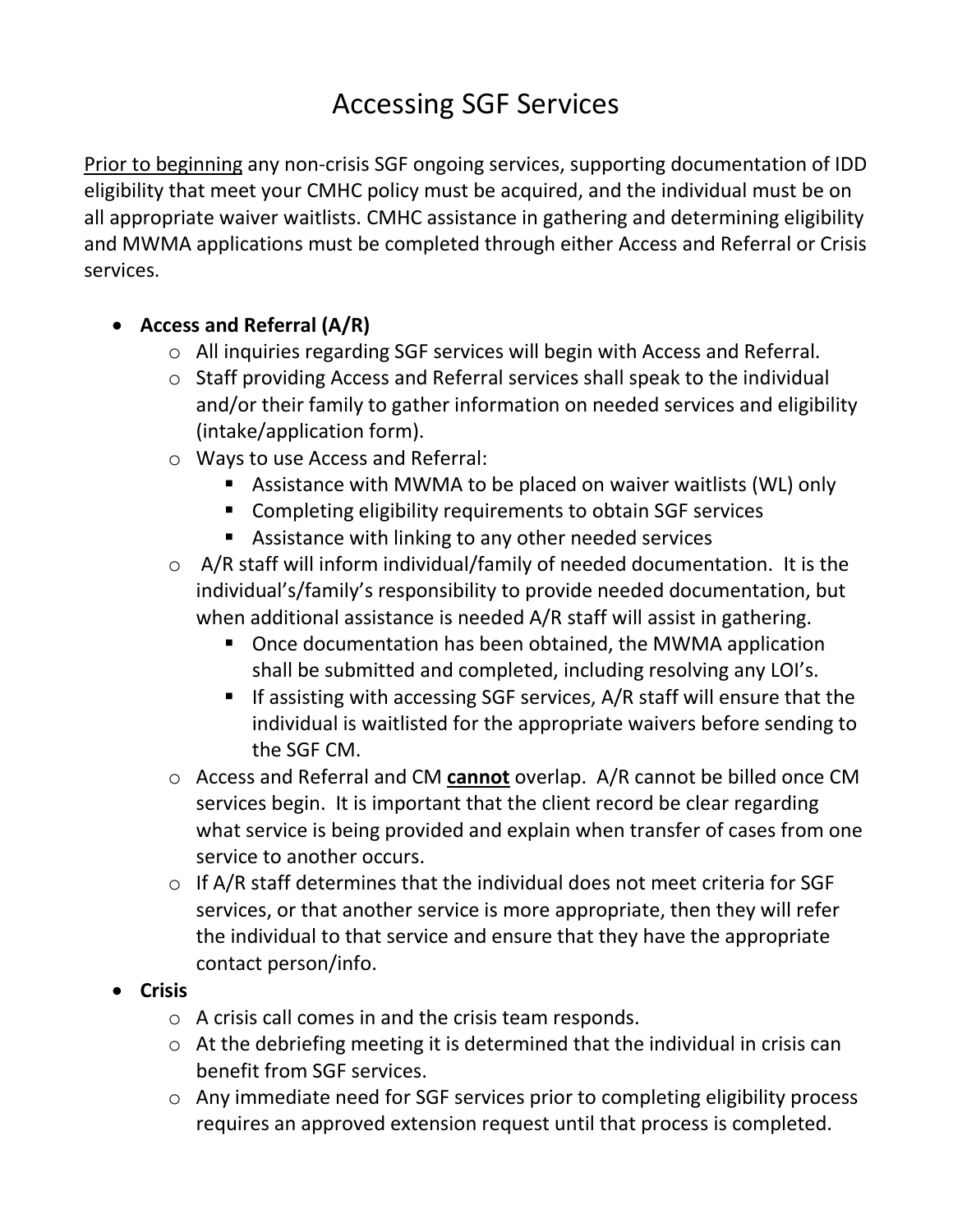# Accessing SGF Services

<u>Prior to beginning</u> any non-crisis SGF ongoing services, supporting documentation of IDD eligibility that meet your CMHC policy must be acquired, and the individual must be on all appropriate waiver waitlists. CMHC assistance in gathering and determining eligibility and MWMA applications must be completed through either Access and Referral or Crisis services.

- **Access and Referral (A/R)**
  - All inquiries regarding SGF services will begin with Access and Referral.
  - Staff providing Access and Referral services shall speak to the individual and/or their family to gather information on needed services and eligibility (intake/application form).
  - Ways to use Access and Referral:
    - Assistance with MWMA to be placed on waiver waitlists (WL) only
    - Completing eligibility requirements to obtain SGF services
    - Assistance with linking to any other needed services
  - A/R staff will inform individual/family of needed documentation. It is the individual's/family's responsibility to provide needed documentation, but when additional assistance is needed A/R staff will assist in gathering.
    - Once documentation has been obtained, the MWMA application shall be submitted and completed, including resolving any LOI's.
    - If assisting with accessing SGF services, A/R staff will ensure that the individual is waitlisted for the appropriate waivers before sending to the SGF CM.
  - Access and Referral and CM <u>**cannot**</u> overlap. A/R cannot be billed once CM services begin. It is important that the client record be clear regarding what service is being provided and explain when transfer of cases from one service to another occurs.
  - If A/R staff determines that the individual does not meet criteria for SGF services, or that another service is more appropriate, then they will refer the individual to that service and ensure that they have the appropriate contact person/info.
- **Crisis**
  - A crisis call comes in and the crisis team responds.
  - At the debriefing meeting it is determined that the individual in crisis can benefit from SGF services.
  - Any immediate need for SGF services prior to completing eligibility process requires an approved extension request until that process is completed.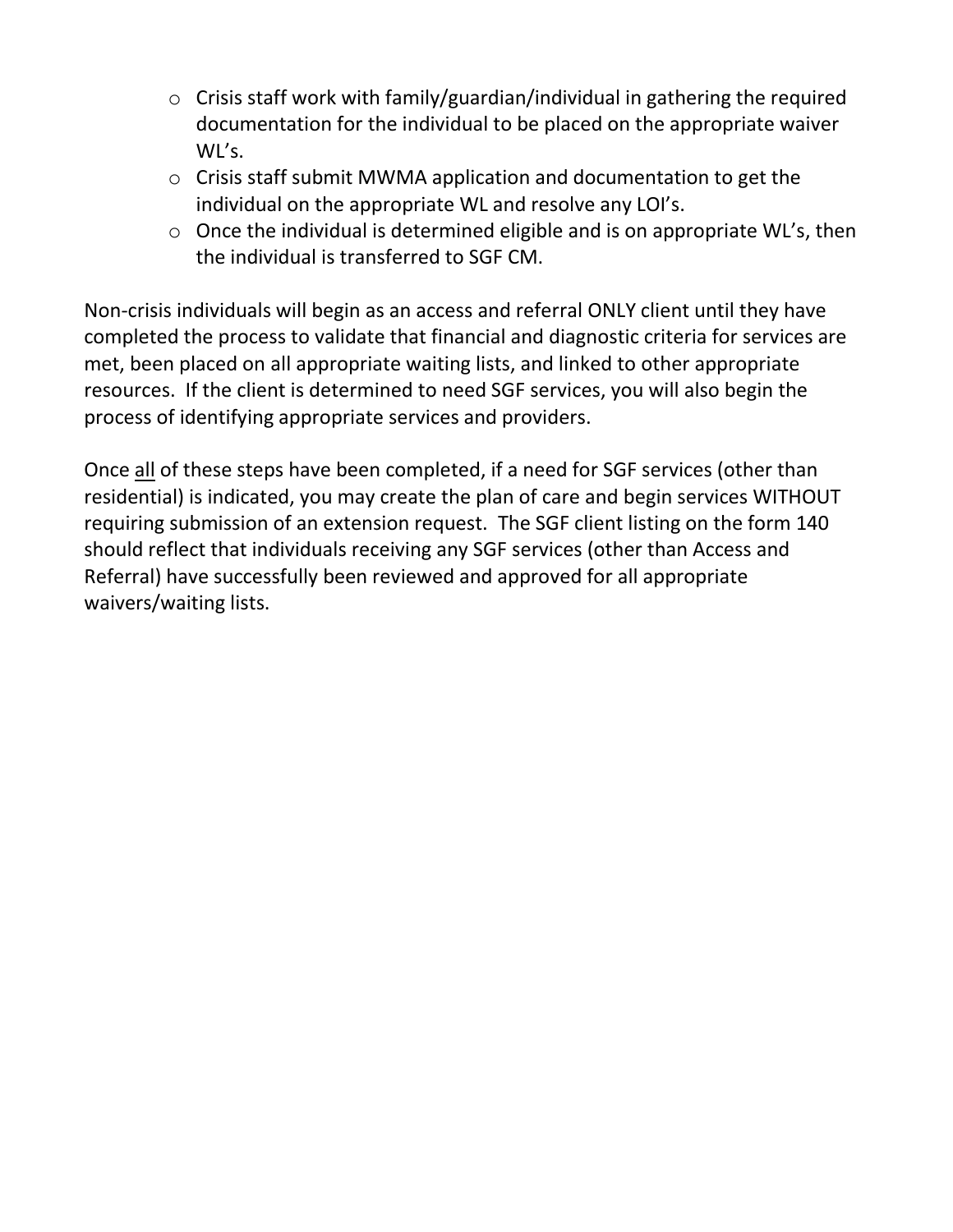- Crisis staff work with family/guardian/individual in gathering the required documentation for the individual to be placed on the appropriate waiver WL's.
- Crisis staff submit MWMA application and documentation to get the individual on the appropriate WL and resolve any LOI's.
- Once the individual is determined eligible and is on appropriate WL's, then the individual is transferred to SGF CM.

Non-crisis individuals will begin as an access and referral ONLY client until they have completed the process to validate that financial and diagnostic criteria for services are met, been placed on all appropriate waiting lists, and linked to other appropriate resources. If the client is determined to need SGF services, you will also begin the process of identifying appropriate services and providers.

Once <u>all</u> of these steps have been completed, if a need for SGF services (other than residential) is indicated, you may create the plan of care and begin services WITHOUT requiring submission of an extension request. The SGF client listing on the form 140 should reflect that individuals receiving any SGF services (other than Access and Referral) have successfully been reviewed and approved for all appropriate waivers/waiting lists.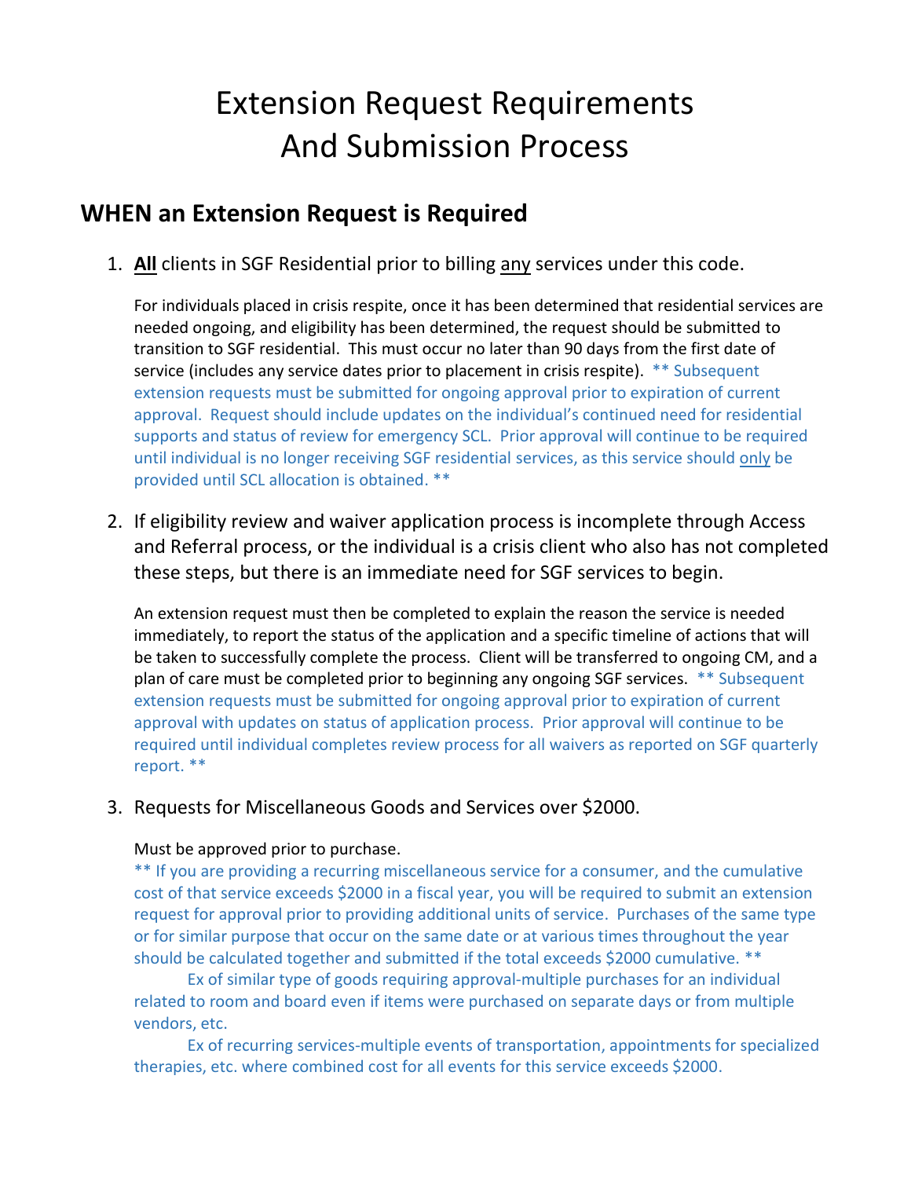# Extension Request Requirements And Submission Process

## WHEN an Extension Request is Required

1. **All** clients in SGF Residential prior to billing any services under this code.

   For individuals placed in crisis respite, once it has been determined that residential services are needed ongoing, and eligibility has been determined, the request should be submitted to transition to SGF residential. This must occur no later than 90 days from the first date of service (includes any service dates prior to placement in crisis respite). ** Subsequent extension requests must be submitted for ongoing approval prior to expiration of current approval. Request should include updates on the individual's continued need for residential supports and status of review for emergency SCL. Prior approval will continue to be required until individual is no longer receiving SGF residential services, as this service should only be provided until SCL allocation is obtained. **

2. If eligibility review and waiver application process is incomplete through Access and Referral process, or the individual is a crisis client who also has not completed these steps, but there is an immediate need for SGF services to begin.

   An extension request must then be completed to explain the reason the service is needed immediately, to report the status of the application and a specific timeline of actions that will be taken to successfully complete the process. Client will be transferred to ongoing CM, and a plan of care must be completed prior to beginning any ongoing SGF services. ** Subsequent extension requests must be submitted for ongoing approval prior to expiration of current approval with updates on status of application process. Prior approval will continue to be required until individual completes review process for all waivers as reported on SGF quarterly report. **

3. Requests for Miscellaneous Goods and Services over $2000.

   Must be approved prior to purchase.
   ** If you are providing a recurring miscellaneous service for a consumer, and the cumulative cost of that service exceeds $2000 in a fiscal year, you will be required to submit an extension request for approval prior to providing additional units of service. Purchases of the same type or for similar purpose that occur on the same date or at various times throughout the year should be calculated together and submitted if the total exceeds $2000 cumulative. **

   Ex of similar type of goods requiring approval-multiple purchases for an individual related to room and board even if items were purchased on separate days or from multiple vendors, etc.

   Ex of recurring services-multiple events of transportation, appointments for specialized therapies, etc. where combined cost for all events for this service exceeds $2000.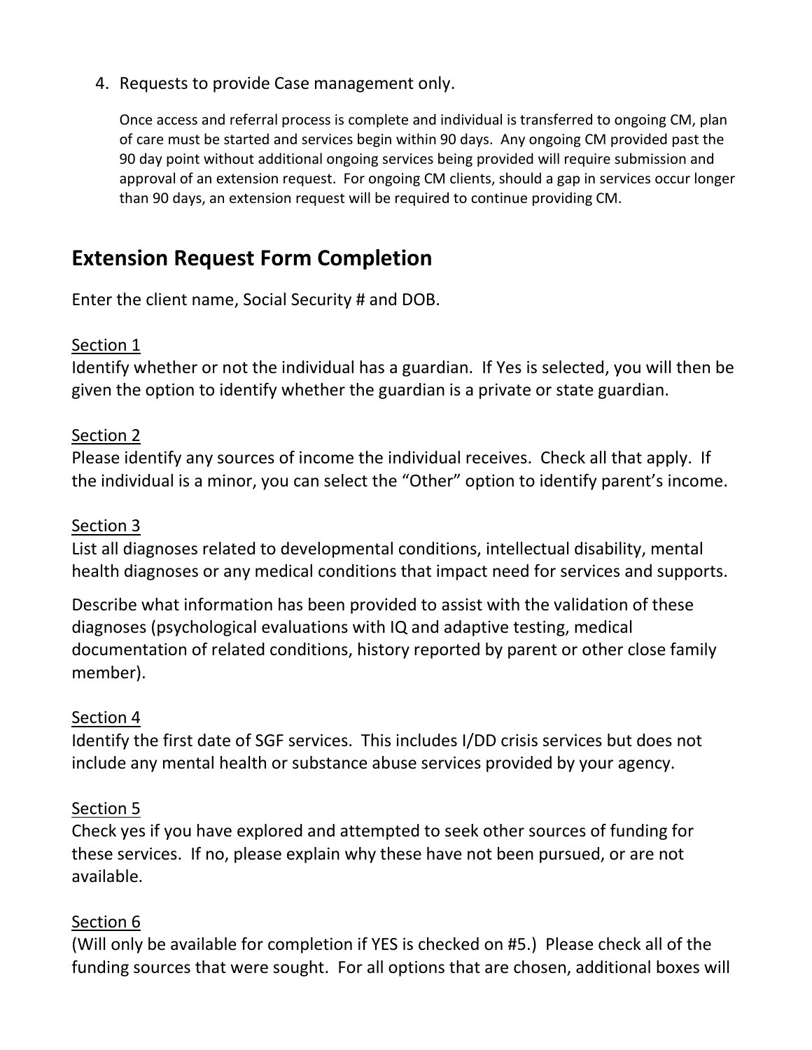4. Requests to provide Case management only.

   Once access and referral process is complete and individual is transferred to ongoing CM, plan of care must be started and services begin within 90 days. Any ongoing CM provided past the 90 day point without additional ongoing services being provided will require submission and approval of an extension request. For ongoing CM clients, should a gap in services occur longer than 90 days, an extension request will be required to continue providing CM.

## Extension Request Form Completion

Enter the client name, Social Security # and DOB.

Section 1

Identify whether or not the individual has a guardian. If Yes is selected, you will then be given the option to identify whether the guardian is a private or state guardian.

Section 2

Please identify any sources of income the individual receives. Check all that apply. If the individual is a minor, you can select the "Other" option to identify parent's income.

Section 3

List all diagnoses related to developmental conditions, intellectual disability, mental health diagnoses or any medical conditions that impact need for services and supports.

Describe what information has been provided to assist with the validation of these diagnoses (psychological evaluations with IQ and adaptive testing, medical documentation of related conditions, history reported by parent or other close family member).

Section 4

Identify the first date of SGF services. This includes I/DD crisis services but does not include any mental health or substance abuse services provided by your agency.

Section 5

Check yes if you have explored and attempted to seek other sources of funding for these services. If no, please explain why these have not been pursued, or are not available.

Section 6

(Will only be available for completion if YES is checked on #5.) Please check all of the funding sources that were sought. For all options that are chosen, additional boxes will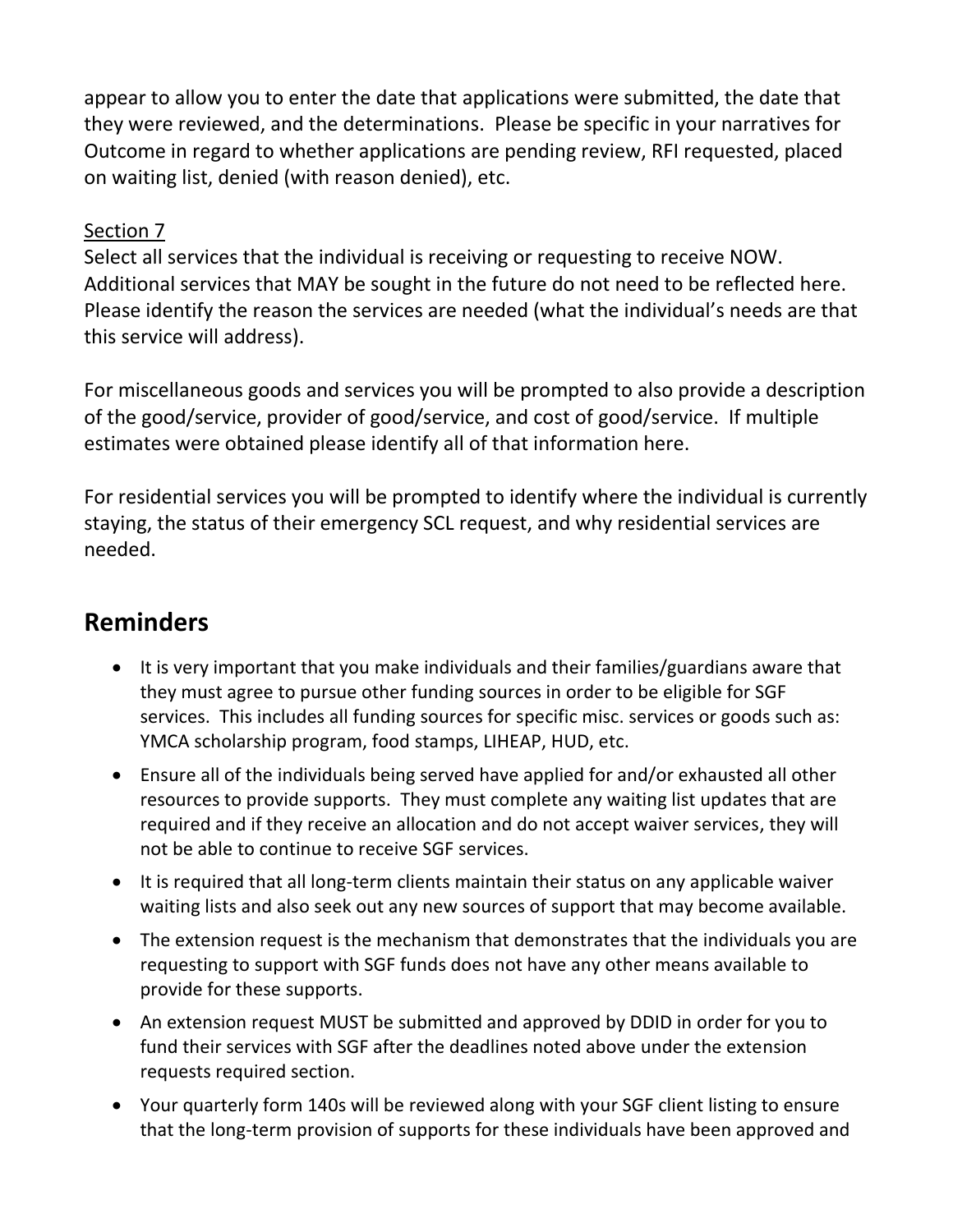appear to allow you to enter the date that applications were submitted, the date that they were reviewed, and the determinations. Please be specific in your narratives for Outcome in regard to whether applications are pending review, RFI requested, placed on waiting list, denied (with reason denied), etc.

<u>Section 7</u>

Select all services that the individual is receiving or requesting to receive NOW. Additional services that MAY be sought in the future do not need to be reflected here. Please identify the reason the services are needed (what the individual's needs are that this service will address).

For miscellaneous goods and services you will be prompted to also provide a description of the good/service, provider of good/service, and cost of good/service. If multiple estimates were obtained please identify all of that information here.

For residential services you will be prompted to identify where the individual is currently staying, the status of their emergency SCL request, and why residential services are needed.

## Reminders

- It is very important that you make individuals and their families/guardians aware that they must agree to pursue other funding sources in order to be eligible for SGF services. This includes all funding sources for specific misc. services or goods such as: YMCA scholarship program, food stamps, LIHEAP, HUD, etc.
- Ensure all of the individuals being served have applied for and/or exhausted all other resources to provide supports. They must complete any waiting list updates that are required and if they receive an allocation and do not accept waiver services, they will not be able to continue to receive SGF services.
- It is required that all long-term clients maintain their status on any applicable waiver waiting lists and also seek out any new sources of support that may become available.
- The extension request is the mechanism that demonstrates that the individuals you are requesting to support with SGF funds does not have any other means available to provide for these supports.
- An extension request MUST be submitted and approved by DDID in order for you to fund their services with SGF after the deadlines noted above under the extension requests required section.
- Your quarterly form 140s will be reviewed along with your SGF client listing to ensure that the long-term provision of supports for these individuals have been approved and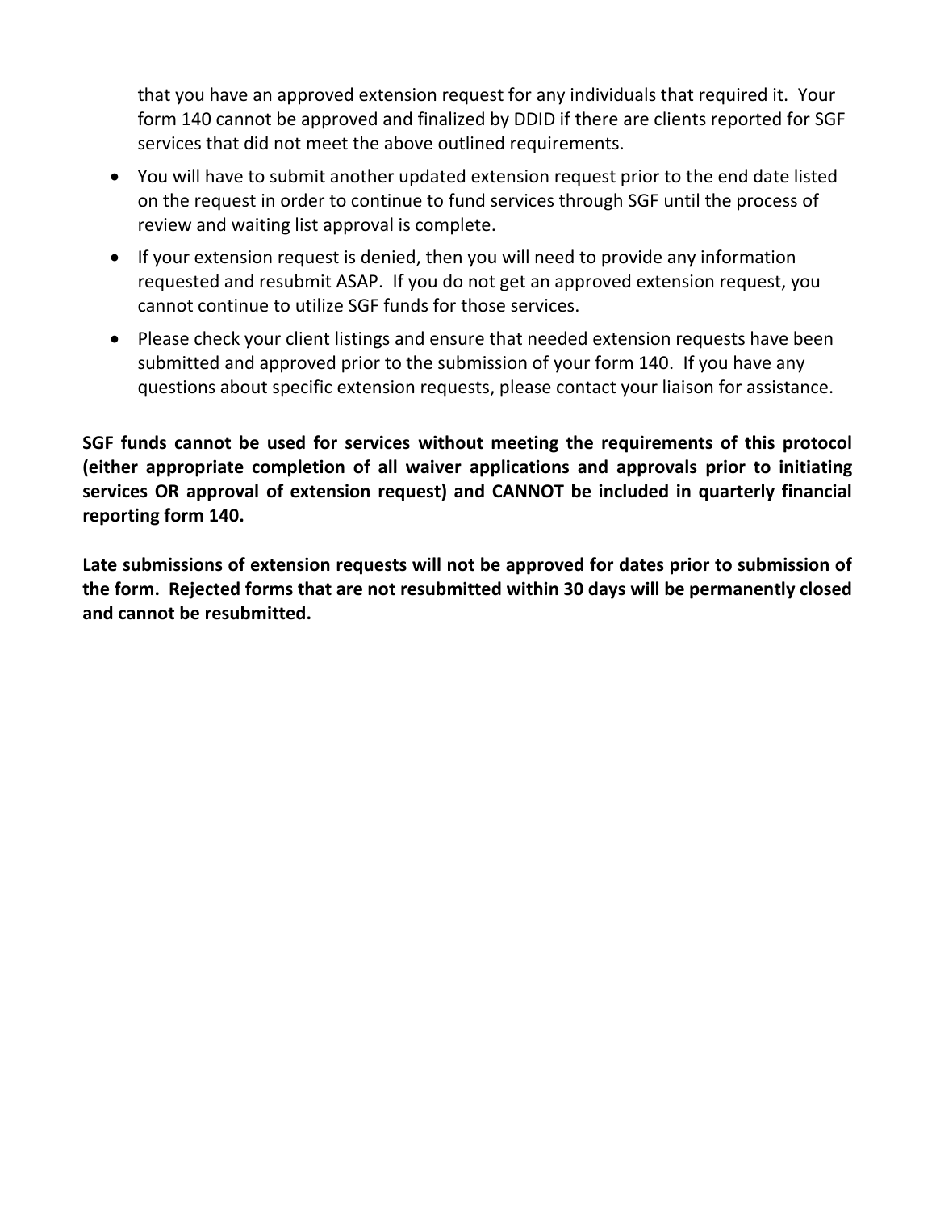that you have an approved extension request for any individuals that required it. Your form 140 cannot be approved and finalized by DDID if there are clients reported for SGF services that did not meet the above outlined requirements.

- You will have to submit another updated extension request prior to the end date listed on the request in order to continue to fund services through SGF until the process of review and waiting list approval is complete.
- If your extension request is denied, then you will need to provide any information requested and resubmit ASAP. If you do not get an approved extension request, you cannot continue to utilize SGF funds for those services.
- Please check your client listings and ensure that needed extension requests have been submitted and approved prior to the submission of your form 140. If you have any questions about specific extension requests, please contact your liaison for assistance.

**SGF funds cannot be used for services without meeting the requirements of this protocol (either appropriate completion of all waiver applications and approvals prior to initiating services OR approval of extension request) and CANNOT be included in quarterly financial reporting form 140.**

**Late submissions of extension requests will not be approved for dates prior to submission of the form. Rejected forms that are not resubmitted within 30 days will be permanently closed and cannot be resubmitted.**